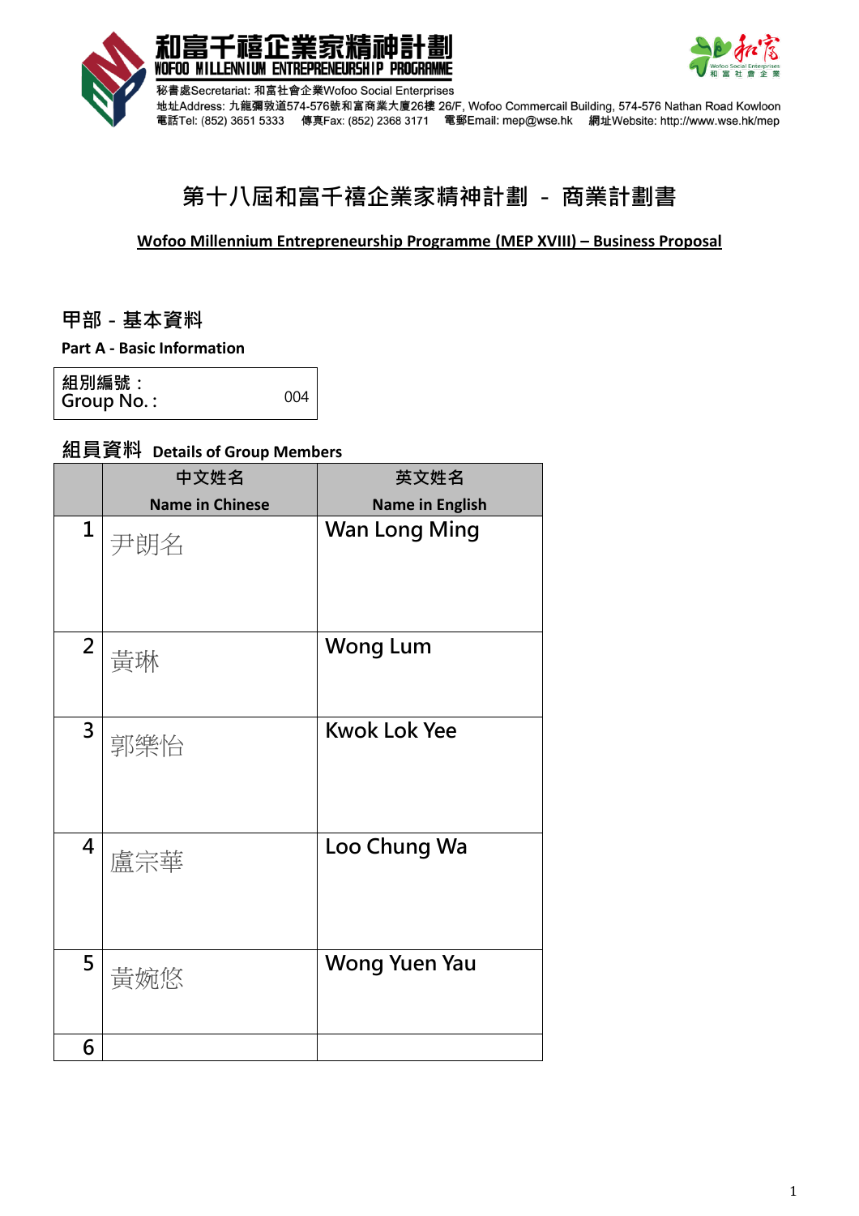和富千禧企業家精神計劃
WOFOO MILLENNIUM ENTREPRENEURSHIP PROGRAMME

秘書處Secretariat: 和富社會企業Wofoo Social Enterprises
地址Address: 九龍彌敦道574-576號和富商業大廈26樓 26/F, Wofoo Commercail Building, 574-576 Nathan Road Kowloon
電話Tel: (852) 3651 5333 傳真Fax: (852) 2368 3171 電郵Email: mep@wse.hk 網址Website: http://www.wse.hk/mep

# 第十八屆和富千禧企業家精神計劃 － 商業計劃書

**Wofoo Millennium Entrepreneurship Programme (MEP XVIII) – Business Proposal**

## 甲部 - 基本資料

**Part A - Basic Information**

| 組別編號： Group No.: | 004 |
|---|---|

### 組員資料 Details of Group Members

| | 中文姓名 Name in Chinese | 英文姓名 Name in English |
|---|---|---|
| 1 | 尹朗名 | Wan Long Ming |
| 2 | 黃琳 | Wong Lum |
| 3 | 郭樂怡 | Kwok Lok Yee |
| 4 | 盧宗華 | Loo Chung Wa |
| 5 | 黃婉悠 | Wong Yuen Yau |
| 6 | | |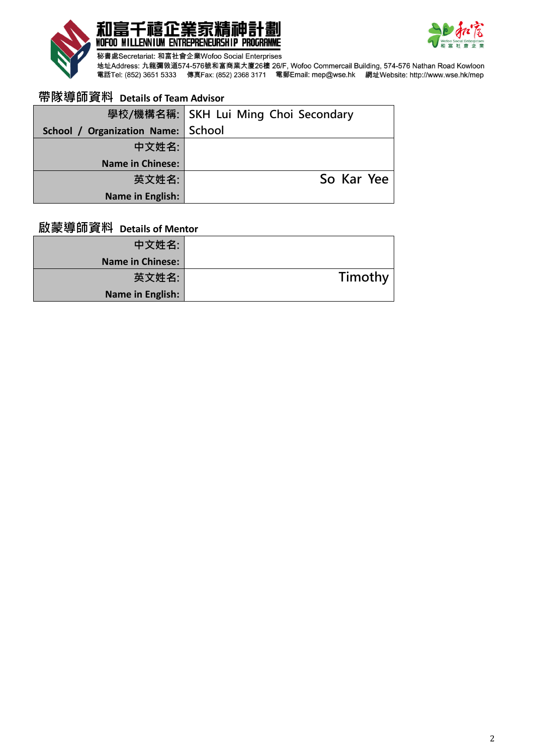# 和富千禧企業家精神計劃
# WOFOO MILLENNIUM ENTREPRENEURSHIP PROGRAMME

秘書處Secretariat: 和富社會企業Wofoo Social Enterprises
地址Address: 九龍彌敦道574-576號和富商業大廈26樓 26/F, Wofoo Commercail Building, 574-576 Nathan Road Kowloon
電話Tel: (852) 3651 5333 傳真Fax: (852) 2368 3171 電郵Email: mep@wse.hk 網址Website: http://www.wse.hk/mep

## 帶隊導師資料 Details of Team Advisor

| | |
|---|---|
| 學校/機構名稱: School / Organization Name: | SKH Lui Ming Choi Secondary School |
| 中文姓名: Name in Chinese: | |
| 英文姓名: Name in English: | So Kar Yee |

## 啟蒙導師資料 Details of Mentor

| | |
|---|---|
| 中文姓名: Name in Chinese: | |
| 英文姓名: Name in English: | Timothy |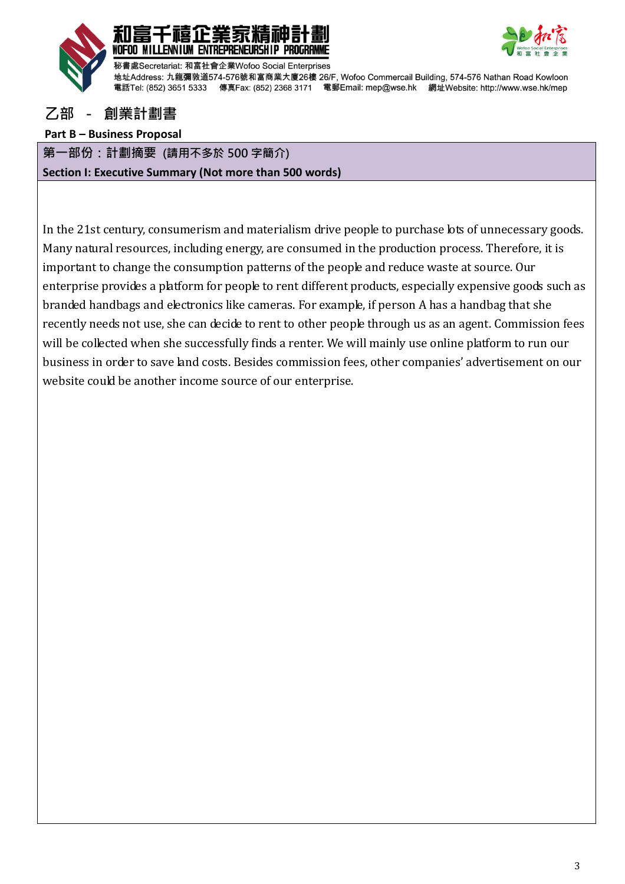# 乙部 - 創業計劃書

**Part B – Business Proposal**

**第一部份：計劃摘要 (請用不多於 500 字簡介)**

**Section I: Executive Summary (Not more than 500 words)**

In the 21st century, consumerism and materialism drive people to purchase lots of unnecessary goods. Many natural resources, including energy, are consumed in the production process. Therefore, it is important to change the consumption patterns of the people and reduce waste at source. Our enterprise provides a platform for people to rent different products, especially expensive goods such as branded handbags and electronics like cameras. For example, if person A has a handbag that she recently needs not use, she can decide to rent to other people through us as an agent. Commission fees will be collected when she successfully finds a renter. We will mainly use online platform to run our business in order to save land costs. Besides commission fees, other companies' advertisement on our website could be another income source of our enterprise.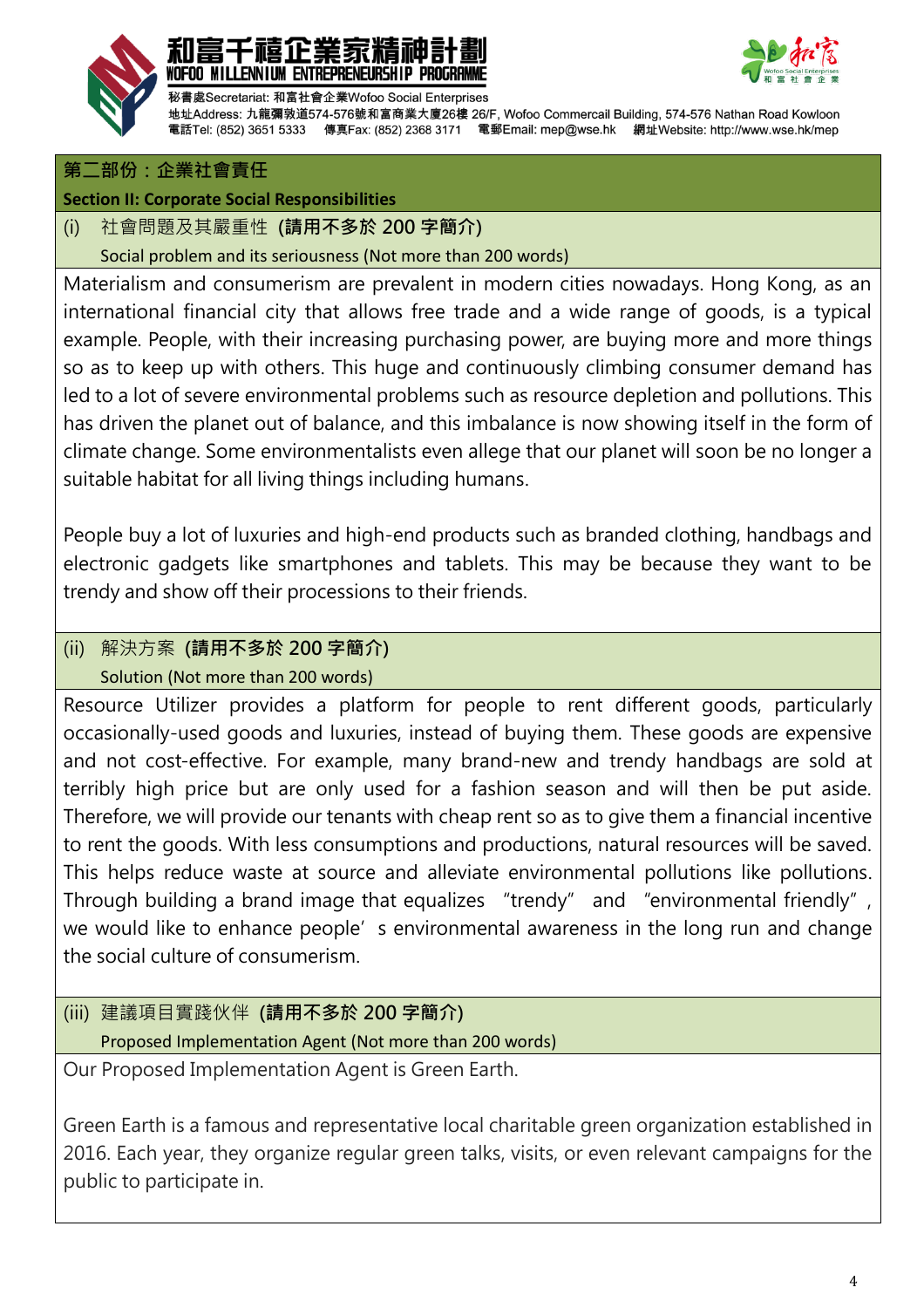**和富千禧企業家精神計劃**
**WOFOO MILLENNIUM ENTREPRENEURSHIP PROGRAMME**

秘書處Secretariat: 和富社會企業Wofoo Social Enterprises
地址Address: 九龍彌敦道574-576號和富商業大廈26樓 26/F, Wofoo Commercail Building, 574-576 Nathan Road Kowloon
電話Tel: (852) 3651 5333 傳真Fax: (852) 2368 3171 電郵Email: mep@wse.hk 網址Website: http://www.wse.hk/mep

## 第二部份：企業社會責任
## Section II: Corporate Social Responsibilities

### (i) 社會問題及其嚴重性 (請用不多於 200 字簡介)
Social problem and its seriousness (Not more than 200 words)

Materialism and consumerism are prevalent in modern cities nowadays. Hong Kong, as an international financial city that allows free trade and a wide range of goods, is a typical example. People, with their increasing purchasing power, are buying more and more things so as to keep up with others. This huge and continuously climbing consumer demand has led to a lot of severe environmental problems such as resource depletion and pollutions. This has driven the planet out of balance, and this imbalance is now showing itself in the form of climate change. Some environmentalists even allege that our planet will soon be no longer a suitable habitat for all living things including humans.

People buy a lot of luxuries and high-end products such as branded clothing, handbags and electronic gadgets like smartphones and tablets. This may be because they want to be trendy and show off their processions to their friends.

### (ii) 解決方案 (請用不多於 200 字簡介)
Solution (Not more than 200 words)

Resource Utilizer provides a platform for people to rent different goods, particularly occasionally-used goods and luxuries, instead of buying them. These goods are expensive and not cost-effective. For example, many brand-new and trendy handbags are sold at terribly high price but are only used for a fashion season and will then be put aside. Therefore, we will provide our tenants with cheap rent so as to give them a financial incentive to rent the goods. With less consumptions and productions, natural resources will be saved. This helps reduce waste at source and alleviate environmental pollutions like pollutions. Through building a brand image that equalizes "trendy" and "environmental friendly", we would like to enhance people's environmental awareness in the long run and change the social culture of consumerism.

### (iii) 建議項目實踐伙伴 (請用不多於 200 字簡介)
Proposed Implementation Agent (Not more than 200 words)

Our Proposed Implementation Agent is Green Earth.

Green Earth is a famous and representative local charitable green organization established in 2016. Each year, they organize regular green talks, visits, or even relevant campaigns for the public to participate in.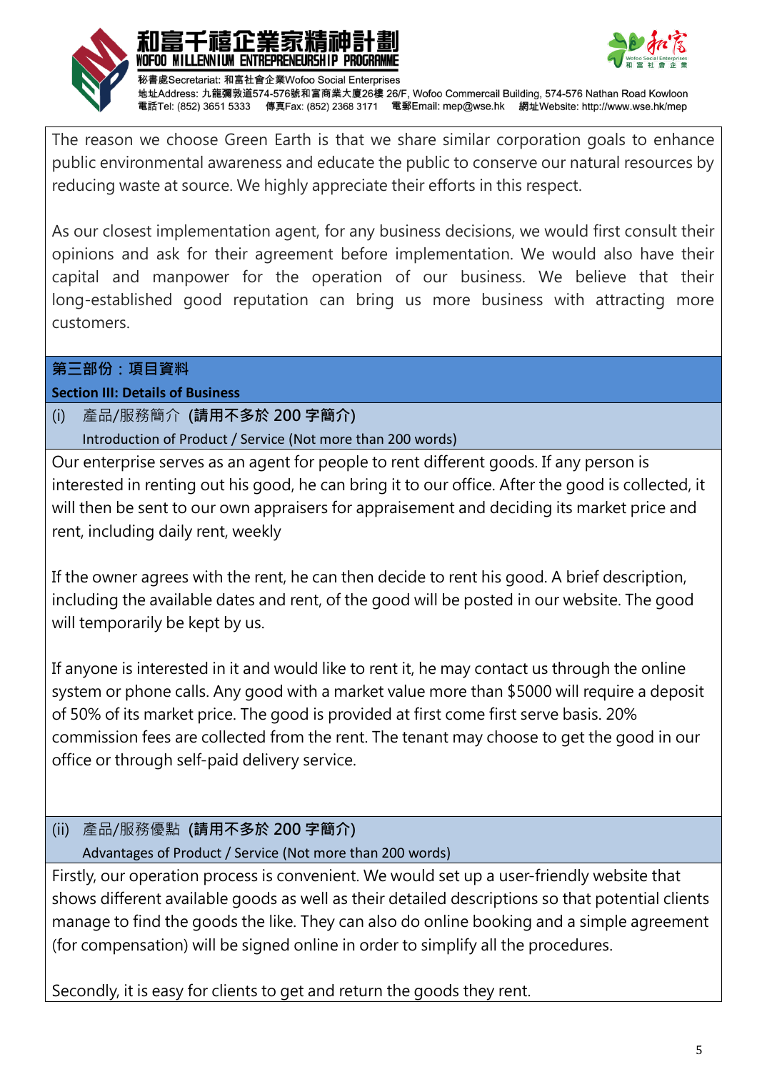The reason we choose Green Earth is that we share similar corporation goals to enhance public environmental awareness and educate the public to conserve our natural resources by reducing waste at source. We highly appreciate their efforts in this respect.

As our closest implementation agent, for any business decisions, we would first consult their opinions and ask for their agreement before implementation. We would also have their capital and manpower for the operation of our business. We believe that their long-established good reputation can bring us more business with attracting more customers.

## 第三部份：項目資料

## Section III: Details of Business

### (i) 產品/服務簡介 (請用不多於 200 字簡介)

Introduction of Product / Service (Not more than 200 words)

Our enterprise serves as an agent for people to rent different goods. If any person is interested in renting out his good, he can bring it to our office. After the good is collected, it will then be sent to our own appraisers for appraisement and deciding its market price and rent, including daily rent, weekly

If the owner agrees with the rent, he can then decide to rent his good. A brief description, including the available dates and rent, of the good will be posted in our website. The good will temporarily be kept by us.

If anyone is interested in it and would like to rent it, he may contact us through the online system or phone calls. Any good with a market value more than $5000 will require a deposit of 50% of its market price. The good is provided at first come first serve basis. 20% commission fees are collected from the rent. The tenant may choose to get the good in our office or through self-paid delivery service.

### (ii) 產品/服務優點 (請用不多於 200 字簡介)

Advantages of Product / Service (Not more than 200 words)

Firstly, our operation process is convenient. We would set up a user-friendly website that shows different available goods as well as their detailed descriptions so that potential clients manage to find the goods the like. They can also do online booking and a simple agreement (for compensation) will be signed online in order to simplify all the procedures.

Secondly, it is easy for clients to get and return the goods they rent.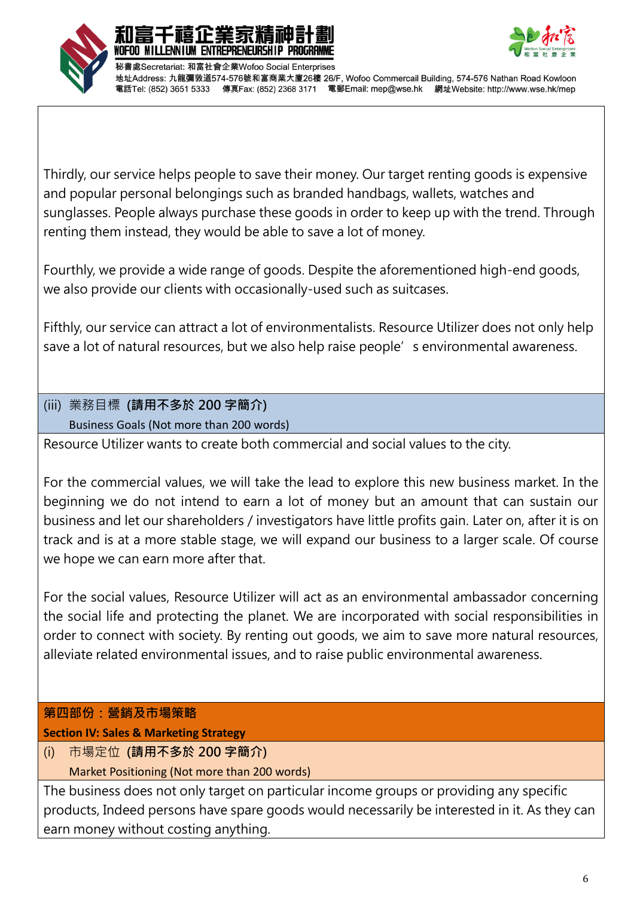Thirdly, our service helps people to save their money. Our target renting goods is expensive and popular personal belongings such as branded handbags, wallets, watches and sunglasses. People always purchase these goods in order to keep up with the trend. Through renting them instead, they would be able to save a lot of money.

Fourthly, we provide a wide range of goods. Despite the aforementioned high-end goods, we also provide our clients with occasionally-used such as suitcases.

Fifthly, our service can attract a lot of environmentalists. Resource Utilizer does not only help save a lot of natural resources, but we also help raise people's environmental awareness.

### (iii) 業務目標 **(請用不多於 200 字簡介)**

Business Goals (Not more than 200 words)

Resource Utilizer wants to create both commercial and social values to the city.

For the commercial values, we will take the lead to explore this new business market. In the beginning we do not intend to earn a lot of money but an amount that can sustain our business and let our shareholders / investigators have little profits gain. Later on, after it is on track and is at a more stable stage, we will expand our business to a larger scale. Of course we hope we can earn more after that.

For the social values, Resource Utilizer will act as an environmental ambassador concerning the social life and protecting the planet. We are incorporated with social responsibilities in order to connect with society. By renting out goods, we aim to save more natural resources, alleviate related environmental issues, and to raise public environmental awareness.

## 第四部份：營銷及市場策略

## Section IV: Sales & Marketing Strategy

### (i) 市場定位 **(請用不多於 200 字簡介)**

Market Positioning (Not more than 200 words)

The business does not only target on particular income groups or providing any specific products, Indeed persons have spare goods would necessarily be interested in it. As they can earn money without costing anything.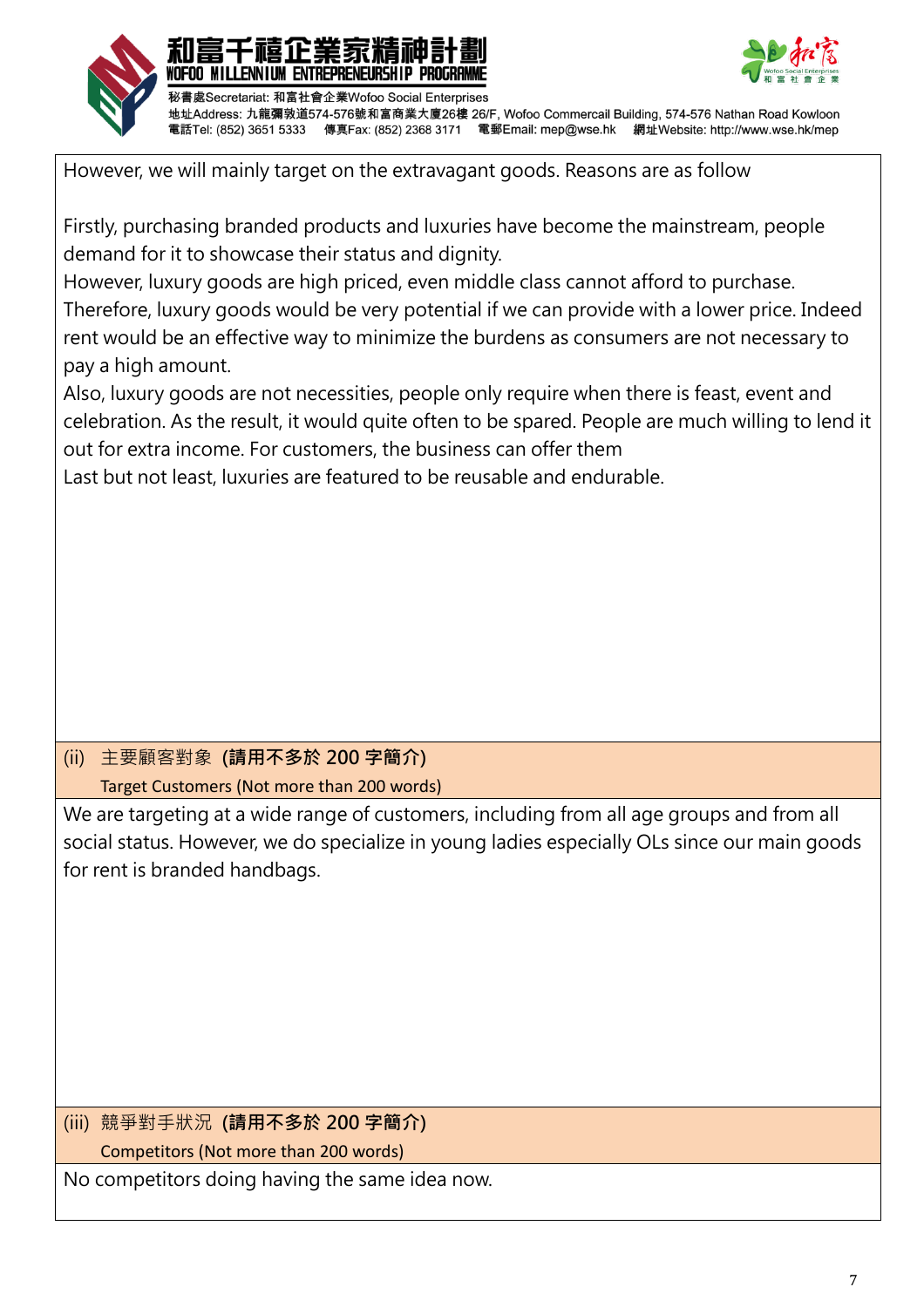However, we will mainly target on the extravagant goods. Reasons are as follow

Firstly, purchasing branded products and luxuries have become the mainstream, people demand for it to showcase their status and dignity.
However, luxury goods are high priced, even middle class cannot afford to purchase. Therefore, luxury goods would be very potential if we can provide with a lower price. Indeed rent would be an effective way to minimize the burdens as consumers are not necessary to pay a high amount.
Also, luxury goods are not necessities, people only require when there is feast, event and celebration. As the result, it would quite often to be spared. People are much willing to lend it out for extra income. For customers, the business can offer them
Last but not least, luxuries are featured to be reusable and endurable.

(ii) 主要顧客對象 **(請用不多於 200 字簡介)**
Target Customers (Not more than 200 words)

We are targeting at a wide range of customers, including from all age groups and from all social status. However, we do specialize in young ladies especially OLs since our main goods for rent is branded handbags.

(iii) 競爭對手狀況 **(請用不多於 200 字簡介)**
Competitors (Not more than 200 words)

No competitors doing having the same idea now.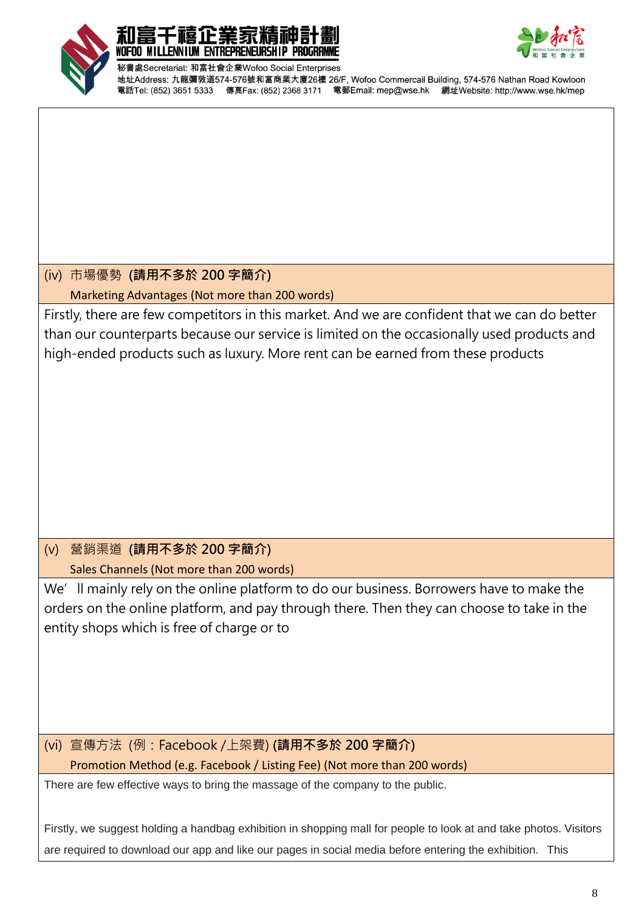(iv) 市場優勢 **(請用不多於 200 字簡介)**

Marketing Advantages (Not more than 200 words)

Firstly, there are few competitors in this market. And we are confident that we can do better than our counterparts because our service is limited on the occasionally used products and high-ended products such as luxury. More rent can be earned from these products

(v) 營銷渠道 **(請用不多於 200 字簡介)**

Sales Channels (Not more than 200 words)

We' ll mainly rely on the online platform to do our business. Borrowers have to make the orders on the online platform, and pay through there. Then they can choose to take in the entity shops which is free of charge or to

(vi) 宣傳方法 (例：Facebook /上架費) **(請用不多於 200 字簡介)**

Promotion Method (e.g. Facebook / Listing Fee) (Not more than 200 words)

There are few effective ways to bring the massage of the company to the public.

Firstly, we suggest holding a handbag exhibition in shopping mall for people to look at and take photos. Visitors are required to download our app and like our pages in social media before entering the exhibition. This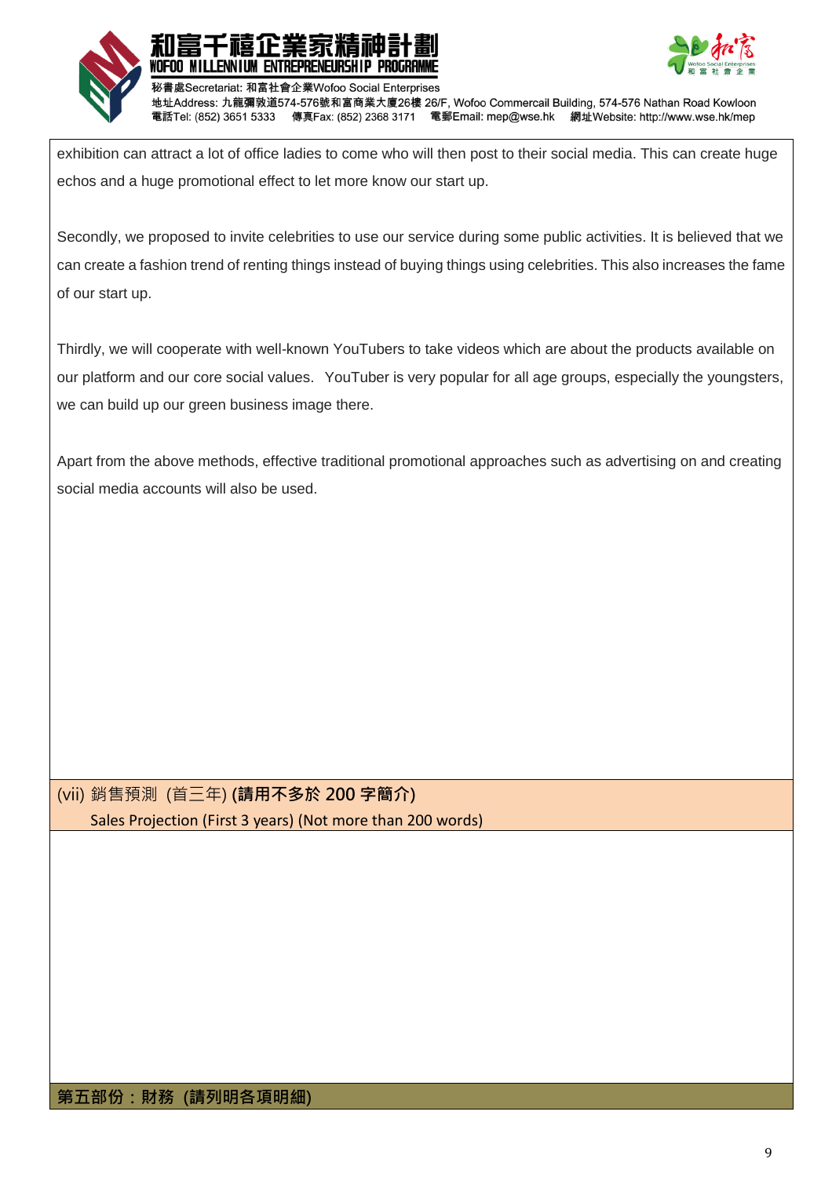exhibition can attract a lot of office ladies to come who will then post to their social media. This can create huge echos and a huge promotional effect to let more know our start up.

Secondly, we proposed to invite celebrities to use our service during some public activities. It is believed that we can create a fashion trend of renting things instead of buying things using celebrities. This also increases the fame of our start up.

Thirdly, we will cooperate with well-known YouTubers to take videos which are about the products available on our platform and our core social values.  YouTuber is very popular for all age groups, especially the youngsters, we can build up our green business image there.

Apart from the above methods, effective traditional promotional approaches such as advertising on and creating social media accounts will also be used.

(vii) 銷售預測 (首三年) **(請用不多於 200 字簡介)**

Sales Projection (First 3 years) (Not more than 200 words)

**第五部份：財務 (請列明各項明細)**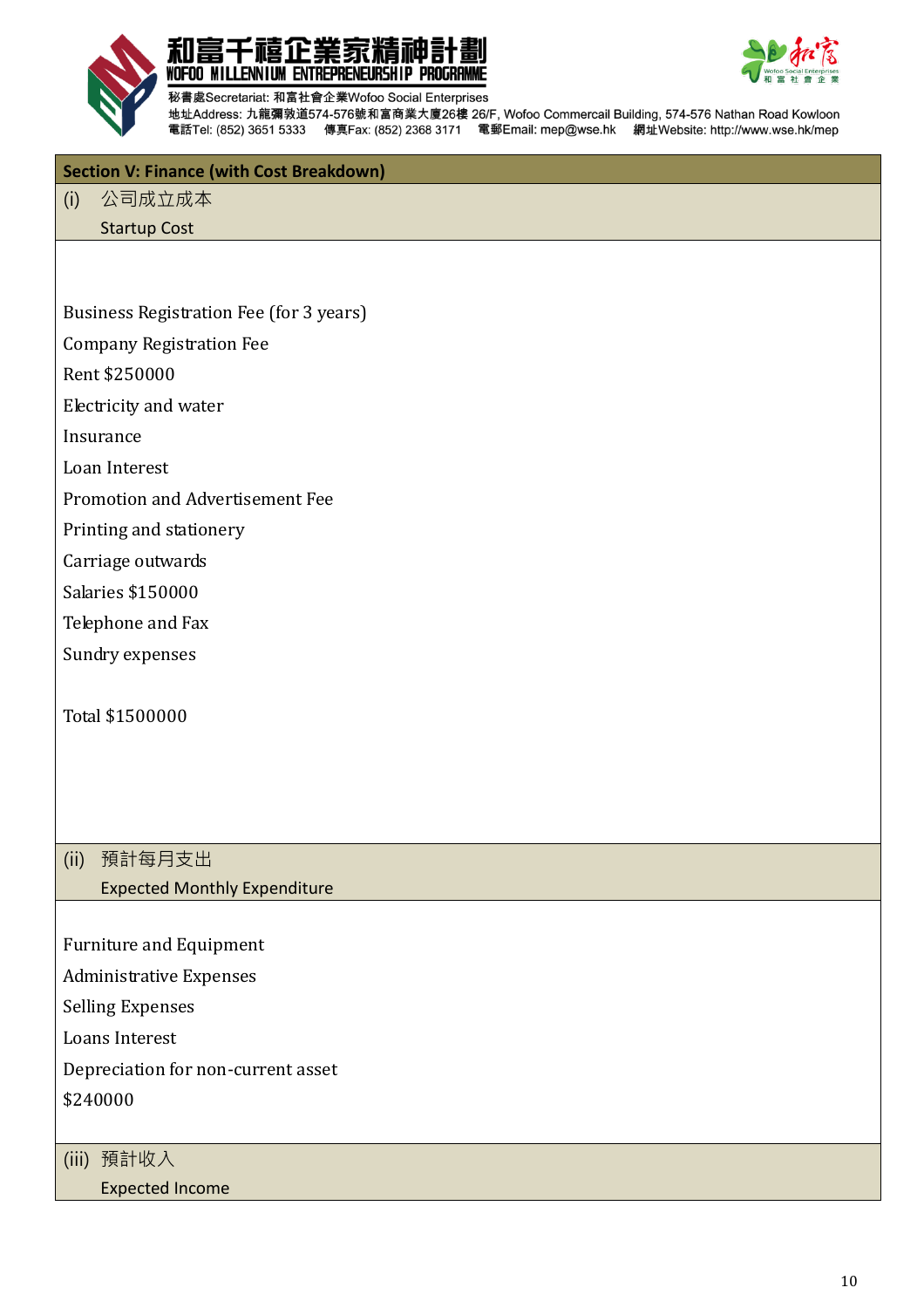## Section V: Finance (with Cost Breakdown)

(i) 公司成立成本

Startup Cost

Business Registration Fee (for 3 years)

Company Registration Fee

Rent $250000

Electricity and water

Insurance

Loan Interest

Promotion and Advertisement Fee

Printing and stationery

Carriage outwards

Salaries $150000

Telephone and Fax

Sundry expenses

Total $1500000

(ii) 預計每月支出

Expected Monthly Expenditure

Furniture and Equipment

Administrative Expenses

Selling Expenses

Loans Interest

Depreciation for non-current asset

$240000

(iii) 預計收入

Expected Income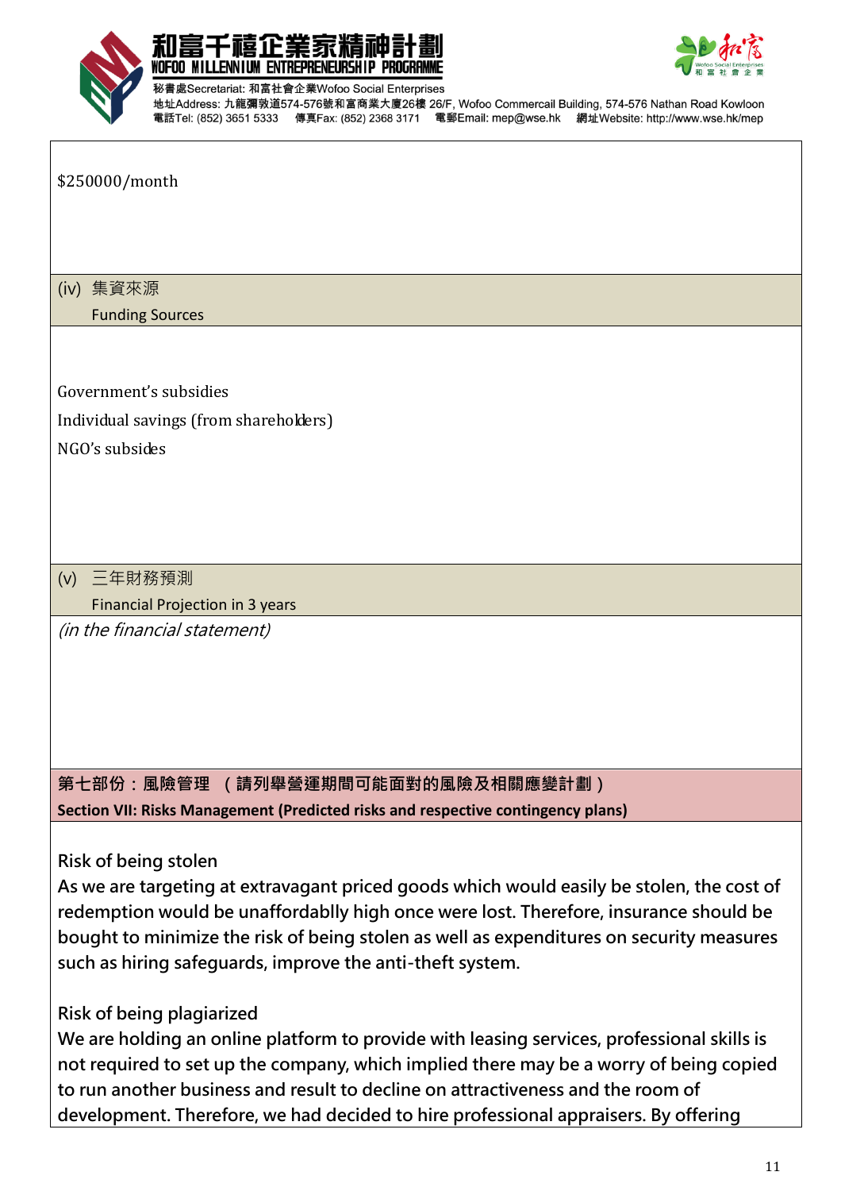$250000/month

(iv) 集資來源

Funding Sources

Government's subsidies

Individual savings (from shareholders)

NGO's subsides

(v) 三年財務預測

Financial Projection in 3 years

*(in the financial statement)*

**第七部份：風險管理 （請列舉營運期間可能面對的風險及相關應變計劃）**

**Section VII: Risks Management (Predicted risks and respective contingency plans)**

Risk of being stolen

As we are targeting at extravagant priced goods which would easily be stolen, the cost of redemption would be unaffordablly high once were lost. Therefore, insurance should be bought to minimize the risk of being stolen as well as expenditures on security measures such as hiring safeguards, improve the anti-theft system.

Risk of being plagiarized

We are holding an online platform to provide with leasing services, professional skills is not required to set up the company, which implied there may be a worry of being copied to run another business and result to decline on attractiveness and the room of development. Therefore, we had decided to hire professional appraisers. By offering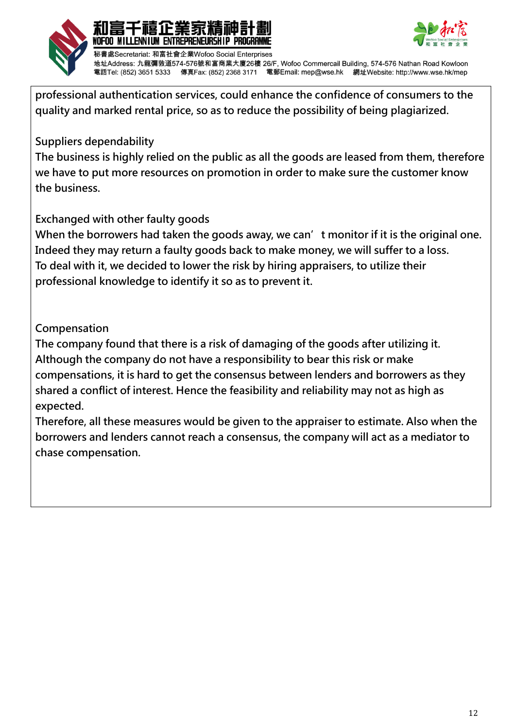professional authentication services, could enhance the confidence of consumers to the quality and marked rental price, so as to reduce the possibility of being plagiarized.

Suppliers dependability

The business is highly relied on the public as all the goods are leased from them, therefore we have to put more resources on promotion in order to make sure the customer know the business.

Exchanged with other faulty goods

When the borrowers had taken the goods away, we can’ t monitor if it is the original one. Indeed they may return a faulty goods back to make money, we will suffer to a loss. To deal with it, we decided to lower the risk by hiring appraisers, to utilize their professional knowledge to identify it so as to prevent it.

Compensation

The company found that there is a risk of damaging of the goods after utilizing it. Although the company do not have a responsibility to bear this risk or make compensations, it is hard to get the consensus between lenders and borrowers as they shared a conflict of interest. Hence the feasibility and reliability may not as high as expected.

Therefore, all these measures would be given to the appraiser to estimate. Also when the borrowers and lenders cannot reach a consensus, the company will act as a mediator to chase compensation.